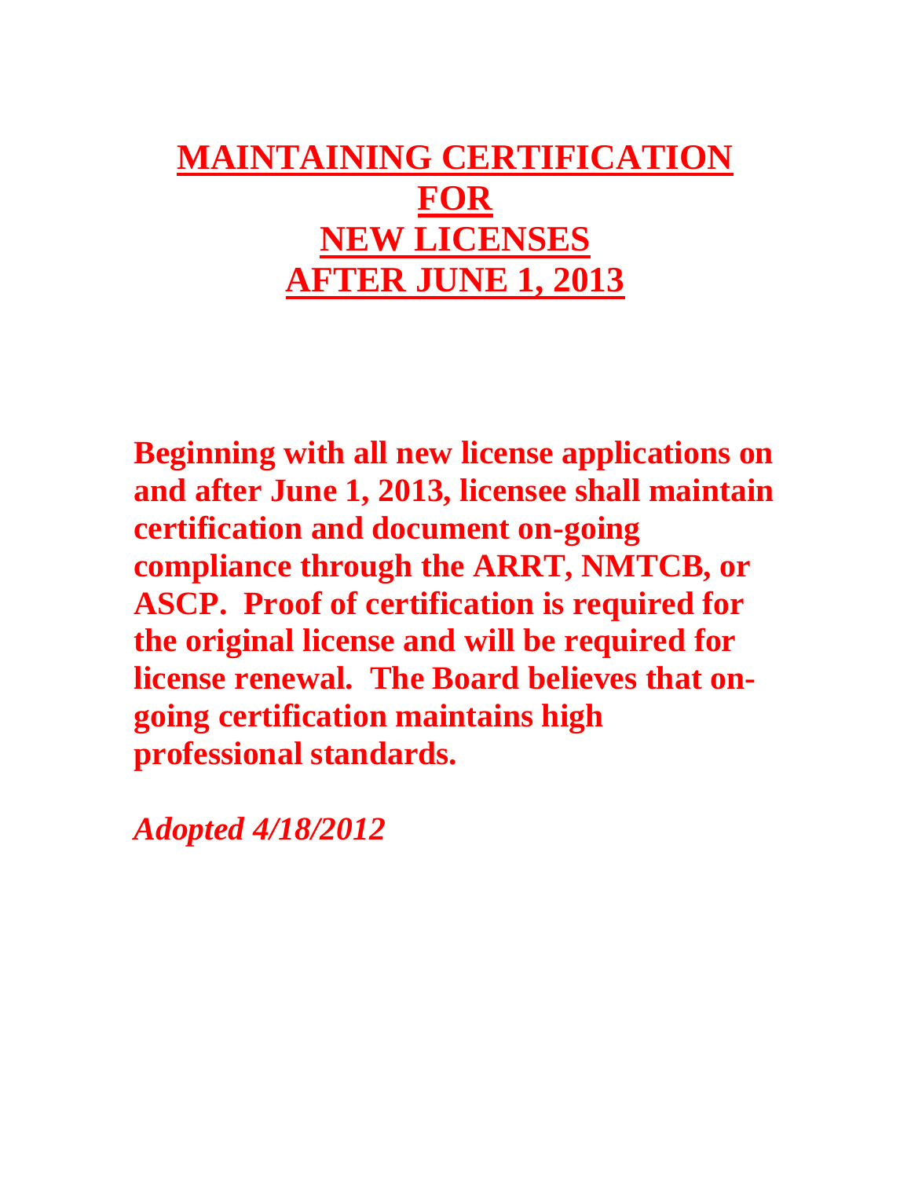# MAINTAINING CERTIFICATION FOR NEW LICENSES AFTER JUNE 1, 2013

**Beginning with all new license applications on and after June 1, 2013, licensee shall maintain certification and document on-going compliance through the ARRT, NMTCB, or ASCP. Proof of certification is required for the original license and will be required for license renewal. The Board believes that on-going certification maintains high professional standards.**

***Adopted 4/18/2012***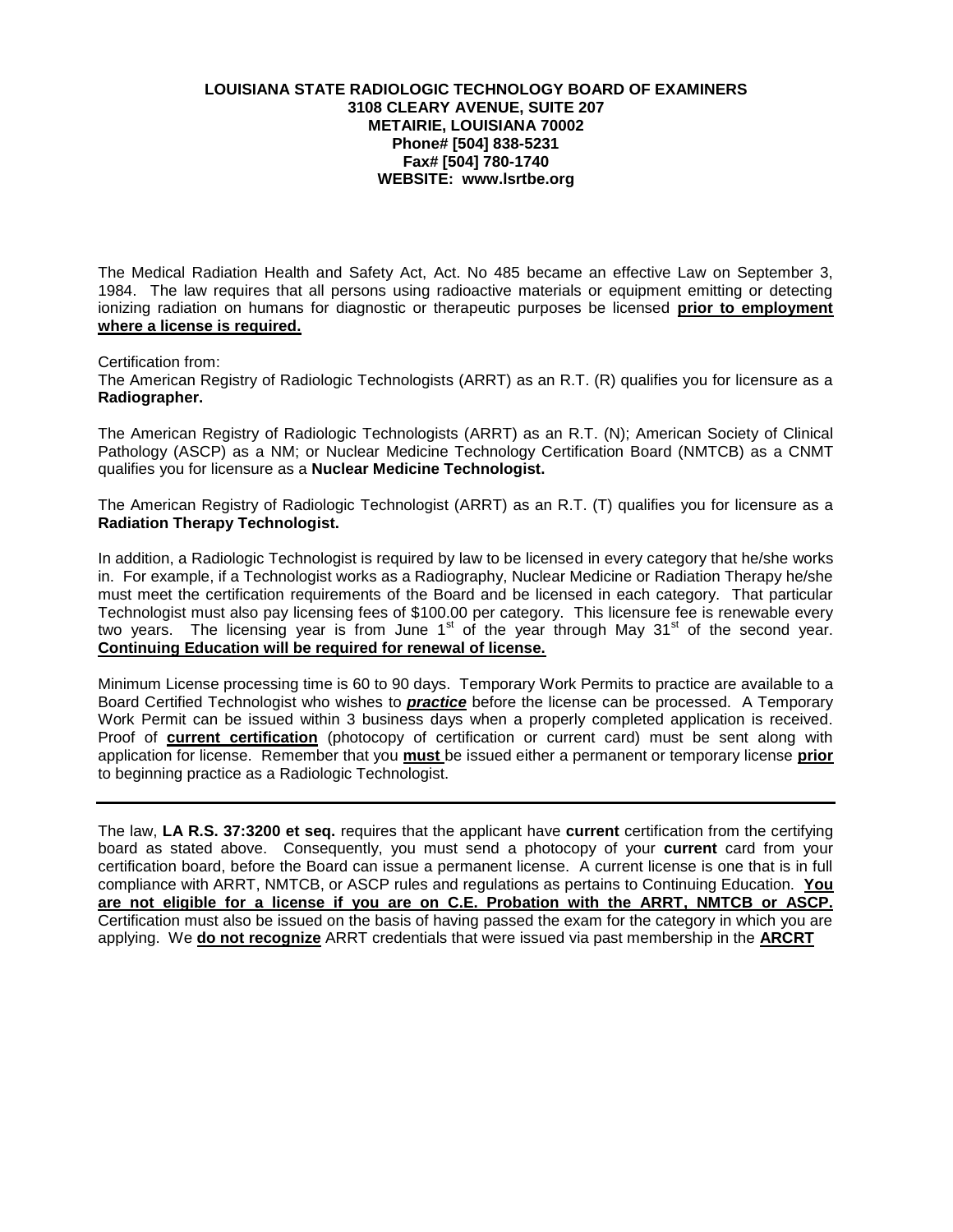**LOUISIANA STATE RADIOLOGIC TECHNOLOGY BOARD OF EXAMINERS**
**3108 CLEARY AVENUE, SUITE 207**
**METAIRIE, LOUISIANA 70002**
**Phone# [504] 838-5231**
**Fax# [504] 780-1740**
**WEBSITE: www.lsrtbe.org**

The Medical Radiation Health and Safety Act, Act. No 485 became an effective Law on September 3, 1984. The law requires that all persons using radioactive materials or equipment emitting or detecting ionizing radiation on humans for diagnostic or therapeutic purposes be licensed **prior to employment where a license is required.**

Certification from:
The American Registry of Radiologic Technologists (ARRT) as an R.T. (R) qualifies you for licensure as a **Radiographer.**

The American Registry of Radiologic Technologists (ARRT) as an R.T. (N); American Society of Clinical Pathology (ASCP) as a NM; or Nuclear Medicine Technology Certification Board (NMTCB) as a CNMT qualifies you for licensure as a **Nuclear Medicine Technologist.**

The American Registry of Radiologic Technologist (ARRT) as an R.T. (T) qualifies you for licensure as a **Radiation Therapy Technologist.**

In addition, a Radiologic Technologist is required by law to be licensed in every category that he/she works in. For example, if a Technologist works as a Radiography, Nuclear Medicine or Radiation Therapy he/she must meet the certification requirements of the Board and be licensed in each category. That particular Technologist must also pay licensing fees of $100.00 per category. This licensure fee is renewable every two years. The licensing year is from June 1st of the year through May 31st of the second year. **Continuing Education will be required for renewal of license.**

Minimum License processing time is 60 to 90 days. Temporary Work Permits to practice are available to a Board Certified Technologist who wishes to ***practice*** before the license can be processed. A Temporary Work Permit can be issued within 3 business days when a properly completed application is received. Proof of **current certification** (photocopy of certification or current card) must be sent along with application for license. Remember that you **must** be issued either a permanent or temporary license **prior** to beginning practice as a Radiologic Technologist.

---

The law, **LA R.S. 37:3200 et seq.** requires that the applicant have **current** certification from the certifying board as stated above. Consequently, you must send a photocopy of your **current** card from your certification board, before the Board can issue a permanent license. A current license is one that is in full compliance with ARRT, NMTCB, or ASCP rules and regulations as pertains to Continuing Education. **You are not eligible for a license if you are on C.E. Probation with the ARRT, NMTCB or ASCP.** Certification must also be issued on the basis of having passed the exam for the category in which you are applying. We **do not recognize** ARRT credentials that were issued via past membership in the **ARCRT**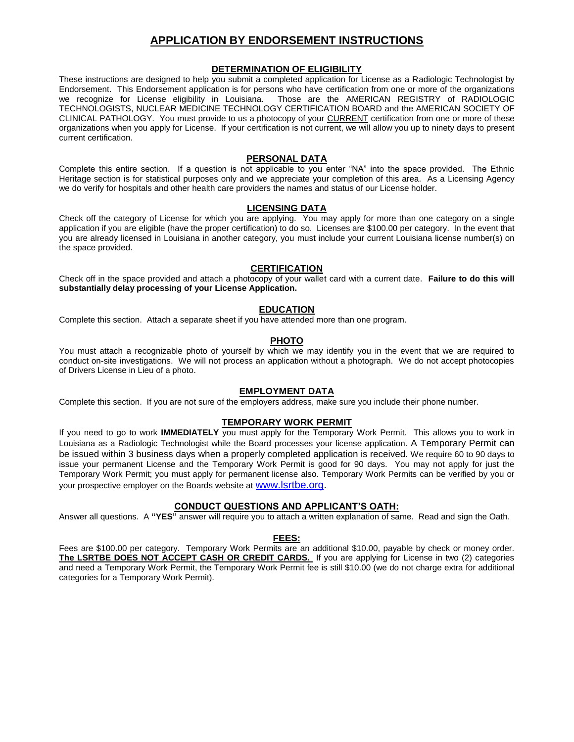# APPLICATION BY ENDORSEMENT INSTRUCTIONS

## DETERMINATION OF ELIGIBILITY

These instructions are designed to help you submit a completed application for License as a Radiologic Technologist by Endorsement. This Endorsement application is for persons who have certification from one or more of the organizations we recognize for License eligibility in Louisiana. Those are the AMERICAN REGISTRY of RADIOLOGIC TECHNOLOGISTS, NUCLEAR MEDICINE TECHNOLOGY CERTIFICATION BOARD and the AMERICAN SOCIETY OF CLINICAL PATHOLOGY. You must provide to us a photocopy of your CURRENT certification from one or more of these organizations when you apply for License. If your certification is not current, we will allow you up to ninety days to present current certification.

## PERSONAL DATA

Complete this entire section. If a question is not applicable to you enter "NA" into the space provided. The Ethnic Heritage section is for statistical purposes only and we appreciate your completion of this area. As a Licensing Agency we do verify for hospitals and other health care providers the names and status of our License holder.

## LICENSING DATA

Check off the category of License for which you are applying. You may apply for more than one category on a single application if you are eligible (have the proper certification) to do so. Licenses are $100.00 per category. In the event that you are already licensed in Louisiana in another category, you must include your current Louisiana license number(s) on the space provided.

## CERTIFICATION

Check off in the space provided and attach a photocopy of your wallet card with a current date. **Failure to do this will substantially delay processing of your License Application.**

## EDUCATION

Complete this section. Attach a separate sheet if you have attended more than one program.

## PHOTO

You must attach a recognizable photo of yourself by which we may identify you in the event that we are required to conduct on-site investigations. We will not process an application without a photograph. We do not accept photocopies of Drivers License in Lieu of a photo.

## EMPLOYMENT DATA

Complete this section. If you are not sure of the employers address, make sure you include their phone number.

## TEMPORARY WORK PERMIT

If you need to go to work **IMMEDIATELY** you must apply for the Temporary Work Permit. This allows you to work in Louisiana as a Radiologic Technologist while the Board processes your license application. A Temporary Permit can be issued within 3 business days when a properly completed application is received. We require 60 to 90 days to issue your permanent License and the Temporary Work Permit is good for 90 days. You may not apply for just the Temporary Work Permit; you must apply for permanent license also. Temporary Work Permits can be verified by you or your prospective employer on the Boards website at www.lsrtbe.org.

## CONDUCT QUESTIONS AND APPLICANT'S OATH:

Answer all questions. A **"YES"** answer will require you to attach a written explanation of same. Read and sign the Oath.

## FEES:

Fees are $100.00 per category. Temporary Work Permits are an additional $10.00, payable by check or money order. **The LSRTBE DOES NOT ACCEPT CASH OR CREDIT CARDS.** If you are applying for License in two (2) categories and need a Temporary Work Permit, the Temporary Work Permit fee is still $10.00 (we do not charge extra for additional categories for a Temporary Work Permit).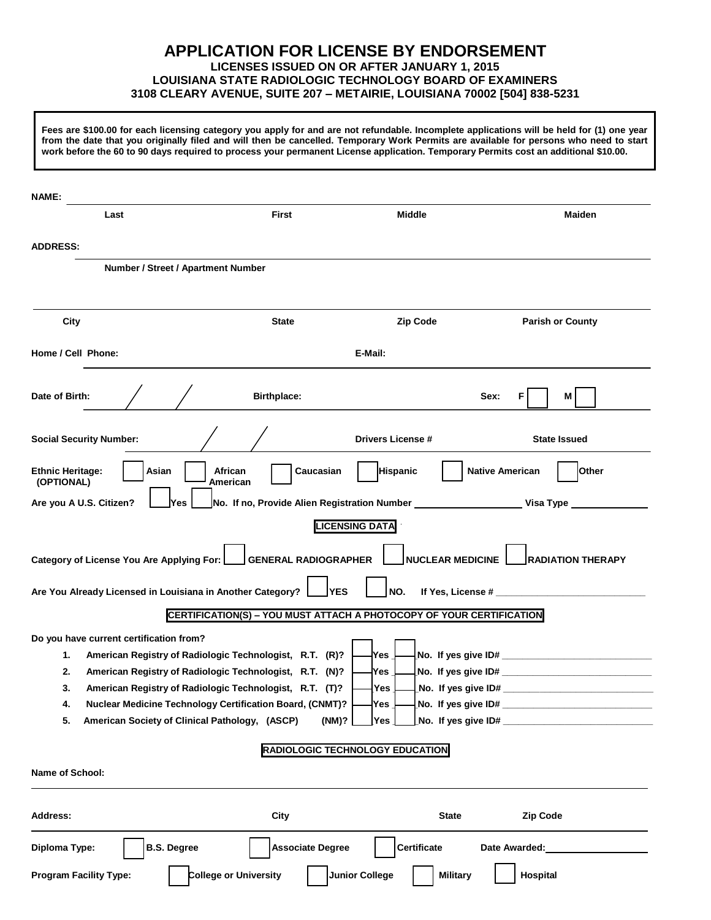# APPLICATION FOR LICENSE BY ENDORSEMENT

**LICENSES ISSUED ON OR AFTER JANUARY 1, 2015**
**LOUISIANA STATE RADIOLOGIC TECHNOLOGY BOARD OF EXAMINERS**
**3108 CLEARY AVENUE, SUITE 207 – METAIRIE, LOUISIANA 70002 [504] 838-5231**

**Fees are $100.00 for each licensing category you apply for and are not refundable. Incomplete applications will be held for (1) one year from the date that you originally filed and will then be cancelled. Temporary Work Permits are available for persons who need to start work before the 60 to 90 days required to process your permanent License application. Temporary Permits cost an additional $10.00.**

**NAME:** ______________________________________________________________

**Last** | **First** | **Middle** | **Maiden**

**ADDRESS:** ______________________________________________________________

**Number / Street / Apartment Number**

______________________________________________________________

**City** | **State** | **Zip Code** | **Parish or County**

**Home / Cell Phone:** ____________________ **E-Mail:** ____________________

**Date of Birth:** ____ / ____ / ____ **Birthplace:** ____________________ **Sex:** F ☐ M ☐

**Social Security Number:** ____ / ____ / ____ **Drivers License #** ____________ **State Issued** ____________

**Ethnic Heritage: (OPTIONAL)** ☐ Asian ☐ African American ☐ Caucasian ☐ Hispanic ☐ Native American ☐ Other

**Are you A U.S. Citizen?** ☐ Yes ☐ No. If no, Provide Alien Registration Number ____________________ Visa Type ______________

## LICENSING DATA

**Category of License You Are Applying For:** ☐ GENERAL RADIOGRAPHER ☐ NUCLEAR MEDICINE ☐ RADIATION THERAPY

**Are You Already Licensed in Louisiana in Another Category?** ☐ YES ☐ NO. If Yes, License # ____________________________

## CERTIFICATION(S) – YOU MUST ATTACH A PHOTOCOPY OF YOUR CERTIFICATION

**Do you have current certification from?**

1. American Registry of Radiologic Technologist, R.T. (R)? ☐ Yes ☐ No. If yes give ID# ____________________________
2. American Registry of Radiologic Technologist, R.T. (N)? ☐ Yes ☐ No. If yes give ID# ____________________________
3. American Registry of Radiologic Technologist, R.T. (T)? ☐ Yes ☐ No. If yes give ID# ____________________________
4. Nuclear Medicine Technology Certification Board, (CNMT)? ☐ Yes ☐ No. If yes give ID# ____________________________
5. American Society of Clinical Pathology, (ASCP) (NM)? ☐ Yes ☐ No. If yes give ID# ____________________________

## RADIOLOGIC TECHNOLOGY EDUCATION

**Name of School:** ______________________________________________________________

**Address:** | **City** | **State** | **Zip Code**

**Diploma Type:** ☐ B.S. Degree ☐ Associate Degree ☐ Certificate **Date Awarded:** ____________________

**Program Facility Type:** ☐ College or University ☐ Junior College ☐ Military ☐ Hospital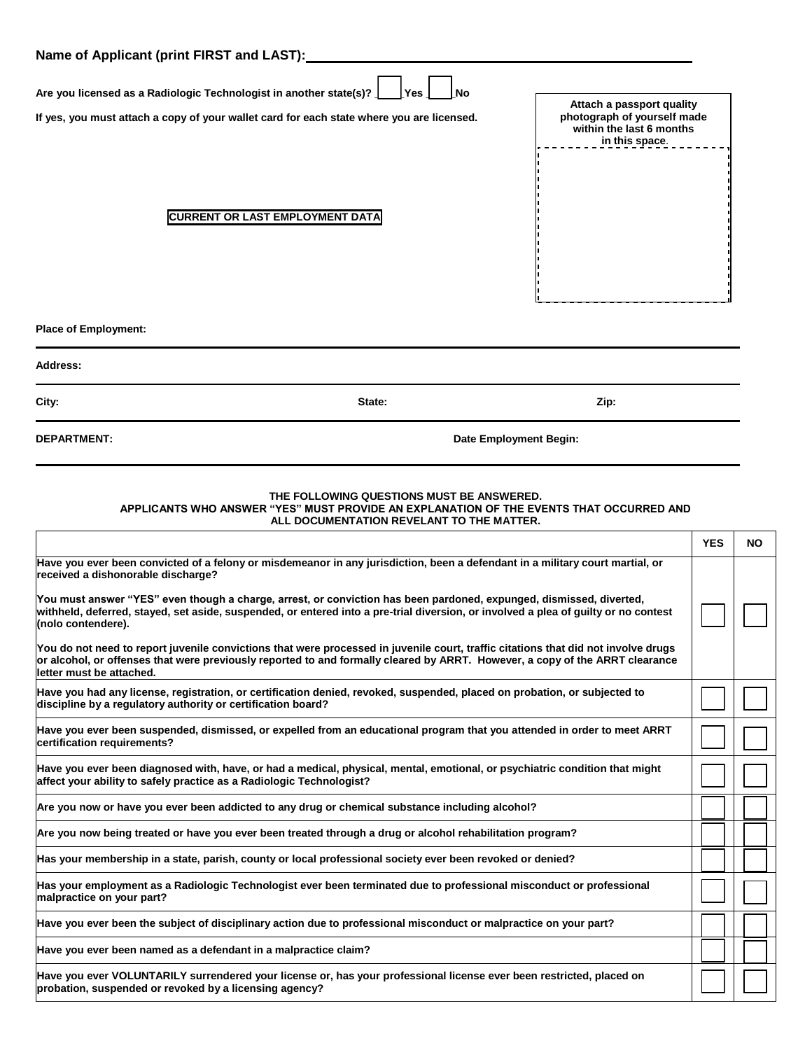**Name of Applicant (print FIRST and LAST):** ______________________________________________

**Are you licensed as a Radiologic Technologist in another state(s)?** ☐ Yes ☐ No

**If yes, you must attach a copy of your wallet card for each state where you are licensed.**

**Attach a passport quality photograph of yourself made within the last 6 months in this space.**

**CURRENT OR LAST EMPLOYMENT DATA**

**Place of Employment:**

**Address:**

**City:** **State:** **Zip:**

**DEPARTMENT:** **Date Employment Begin:**

**THE FOLLOWING QUESTIONS MUST BE ANSWERED.**
**APPLICANTS WHO ANSWER "YES" MUST PROVIDE AN EXPLANATION OF THE EVENTS THAT OCCURRED AND ALL DOCUMENTATION REVELANT TO THE MATTER.**

| | YES | NO |
|---|---|---|
| **Have you ever been convicted of a felony or misdemeanor in any jurisdiction, been a defendant in a military court martial, or received a dishonorable discharge?**<br><br>**You must answer "YES" even though a charge, arrest, or conviction has been pardoned, expunged, dismissed, diverted, withheld, deferred, stayed, set aside, suspended, or entered into a pre-trial diversion, or involved a plea of guilty or no contest (nolo contendere).**<br><br>**You do not need to report juvenile convictions that were processed in juvenile court, traffic citations that did not involve drugs or alcohol, or offenses that were previously reported to and formally cleared by ARRT. However, a copy of the ARRT clearance letter must be attached.** | ☐ | ☐ |
| **Have you had any license, registration, or certification denied, revoked, suspended, placed on probation, or subjected to discipline by a regulatory authority or certification board?** | ☐ | ☐ |
| **Have you ever been suspended, dismissed, or expelled from an educational program that you attended in order to meet ARRT certification requirements?** | ☐ | ☐ |
| **Have you ever been diagnosed with, have, or had a medical, physical, mental, emotional, or psychiatric condition that might affect your ability to safely practice as a Radiologic Technologist?** | ☐ | ☐ |
| **Are you now or have you ever been addicted to any drug or chemical substance including alcohol?** | ☐ | ☐ |
| **Are you now being treated or have you ever been treated through a drug or alcohol rehabilitation program?** | ☐ | ☐ |
| **Has your membership in a state, parish, county or local professional society ever been revoked or denied?** | ☐ | ☐ |
| **Has your employment as a Radiologic Technologist ever been terminated due to professional misconduct or professional malpractice on your part?** | ☐ | ☐ |
| **Have you ever been the subject of disciplinary action due to professional misconduct or malpractice on your part?** | ☐ | ☐ |
| **Have you ever been named as a defendant in a malpractice claim?** | ☐ | ☐ |
| **Have you ever VOLUNTARILY surrendered your license or, has your professional license ever been restricted, placed on probation, suspended or revoked by a licensing agency?** | ☐ | ☐ |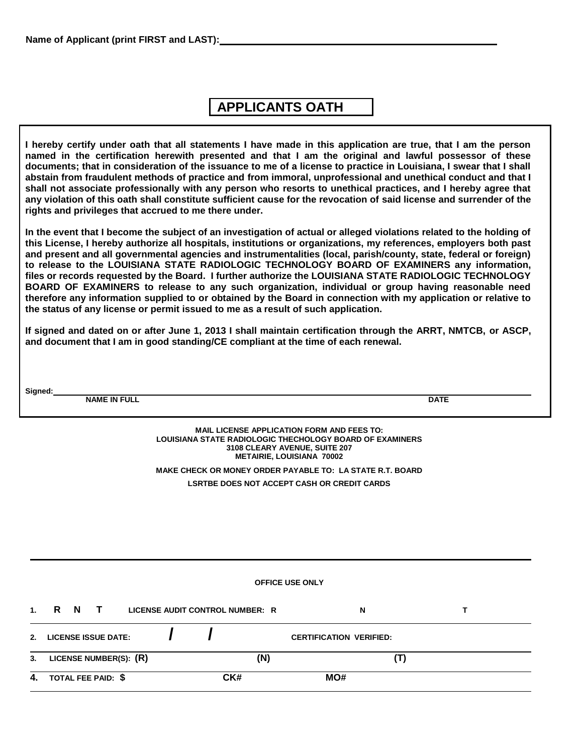**Name of Applicant (print FIRST and LAST):** ______________________________________________

# APPLICANTS OATH

**I hereby certify under oath that all statements I have made in this application are true, that I am the person named in the certification herewith presented and that I am the original and lawful possessor of these documents; that in consideration of the issuance to me of a license to practice in Louisiana, I swear that I shall abstain from fraudulent methods of practice and from immoral, unprofessional and unethical conduct and that I shall not associate professionally with any person who resorts to unethical practices, and I hereby agree that any violation of this oath shall constitute sufficient cause for the revocation of said license and surrender of the rights and privileges that accrued to me there under.**

**In the event that I become the subject of an investigation of actual or alleged violations related to the holding of this License, I hereby authorize all hospitals, institutions or organizations, my references, employers both past and present and all governmental agencies and instrumentalities (local, parish/county, state, federal or foreign) to release to the LOUISIANA STATE RADIOLOGIC TECHNOLOGY BOARD OF EXAMINERS any information, files or records requested by the Board. I further authorize the LOUISIANA STATE RADIOLOGIC TECHNOLOGY BOARD OF EXAMINERS to release to any such organization, individual or group having reasonable need therefore any information supplied to or obtained by the Board in connection with my application or relative to the status of any license or permit issued to me as a result of such application.**

**If signed and dated on or after June 1, 2013 I shall maintain certification through the ARRT, NMTCB, or ASCP, and document that I am in good standing/CE compliant at the time of each renewal.**

**Signed:** ______________________________________________________________________________

**NAME IN FULL** **DATE**

**MAIL LICENSE APPLICATION FORM AND FEES TO:**
**LOUISIANA STATE RADIOLOGIC THECHOLOGY BOARD OF EXAMINERS**
**3108 CLEARY AVENUE, SUITE 207**
**METAIRIE, LOUISIANA 70002**

**MAKE CHECK OR MONEY ORDER PAYABLE TO: LA STATE R.T. BOARD**

**LSRTBE DOES NOT ACCEPT CASH OR CREDIT CARDS**

---

**OFFICE USE ONLY**

1. **R N T** **LICENSE AUDIT CONTROL NUMBER: R** ____________ **N** ____________ **T** ____________
2. **LICENSE ISSUE DATE:** ____ / ____ / ____ **CERTIFICATION VERIFIED:** ____________
3. **LICENSE NUMBER(S): (R)** ____________ **(N)** ____________ **(T)** ____________
4. **TOTAL FEE PAID: $** ____________ **CK#** ____________ **MO#** ____________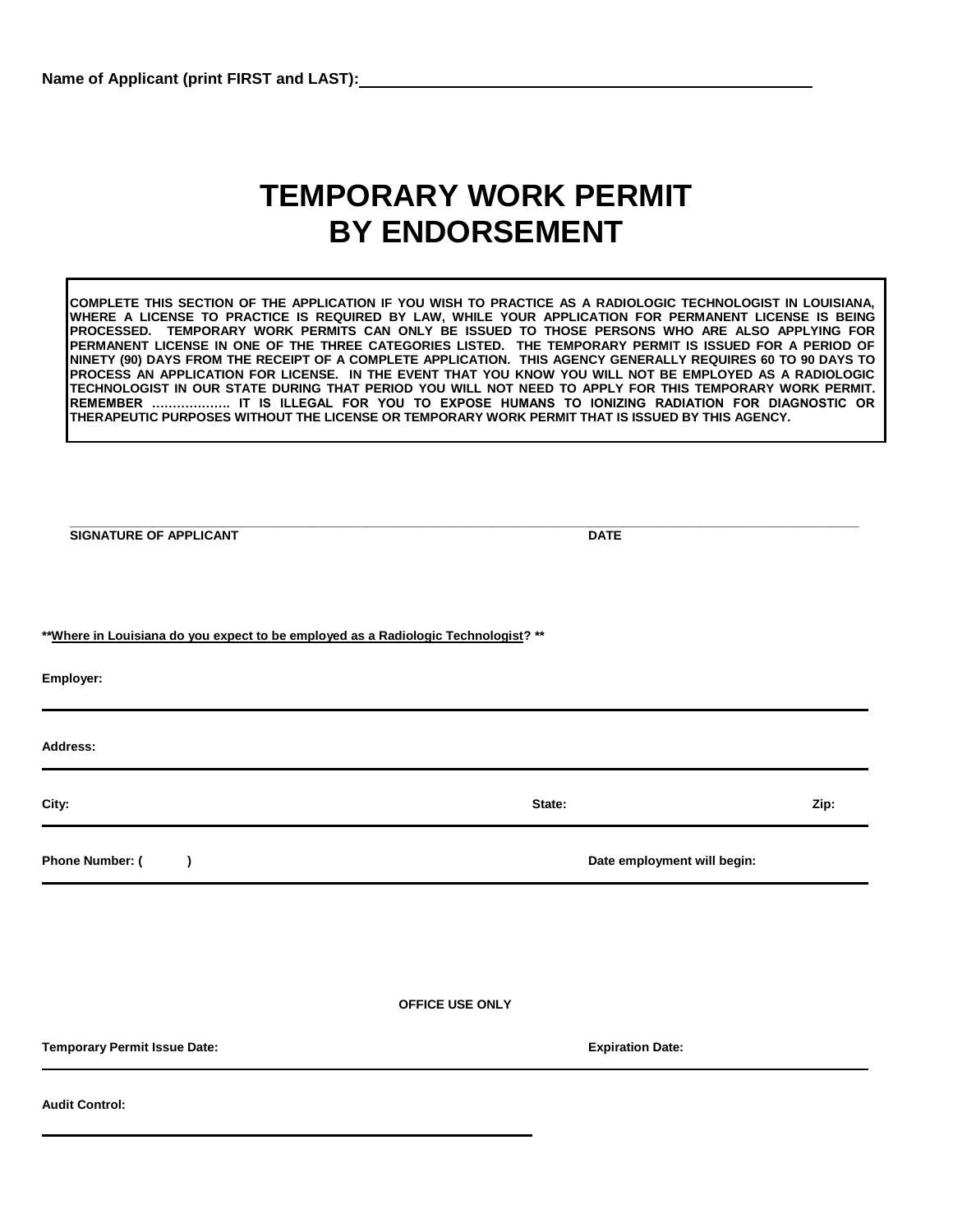**Name of Applicant (print FIRST and LAST):** ______________________________

# TEMPORARY WORK PERMIT BY ENDORSEMENT

**COMPLETE THIS SECTION OF THE APPLICATION IF YOU WISH TO PRACTICE AS A RADIOLOGIC TECHNOLOGIST IN LOUISIANA, WHERE A LICENSE TO PRACTICE IS REQUIRED BY LAW, WHILE YOUR APPLICATION FOR PERMANENT LICENSE IS BEING PROCESSED. TEMPORARY WORK PERMITS CAN ONLY BE ISSUED TO THOSE PERSONS WHO ARE ALSO APPLYING FOR PERMANENT LICENSE IN ONE OF THE THREE CATEGORIES LISTED. THE TEMPORARY PERMIT IS ISSUED FOR A PERIOD OF NINETY (90) DAYS FROM THE RECEIPT OF A COMPLETE APPLICATION. THIS AGENCY GENERALLY REQUIRES 60 TO 90 DAYS TO PROCESS AN APPLICATION FOR LICENSE. IN THE EVENT THAT YOU KNOW YOU WILL NOT BE EMPLOYED AS A RADIOLOGIC TECHNOLOGIST IN OUR STATE DURING THAT PERIOD YOU WILL NOT NEED TO APPLY FOR THIS TEMPORARY WORK PERMIT. REMEMBER ………………. IT IS ILLEGAL FOR YOU TO EXPOSE HUMANS TO IONIZING RADIATION FOR DIAGNOSTIC OR THERAPEUTIC PURPOSES WITHOUT THE LICENSE OR TEMPORARY WORK PERMIT THAT IS ISSUED BY THIS AGENCY.**

______________________________________________________________________

**SIGNATURE OF APPLICANT** **DATE**

****Where in Louisiana do you expect to be employed as a Radiologic Technologist? ****

**Employer:** ______________________________

**Address:** ______________________________

**City:** ____________ **State:** ____________ **Zip:** ____________

**Phone Number: (     )** ____________ **Date employment will begin:** ____________

**OFFICE USE ONLY**

**Temporary Permit Issue Date:** ____________ **Expiration Date:** ____________

**Audit Control:** ______________________________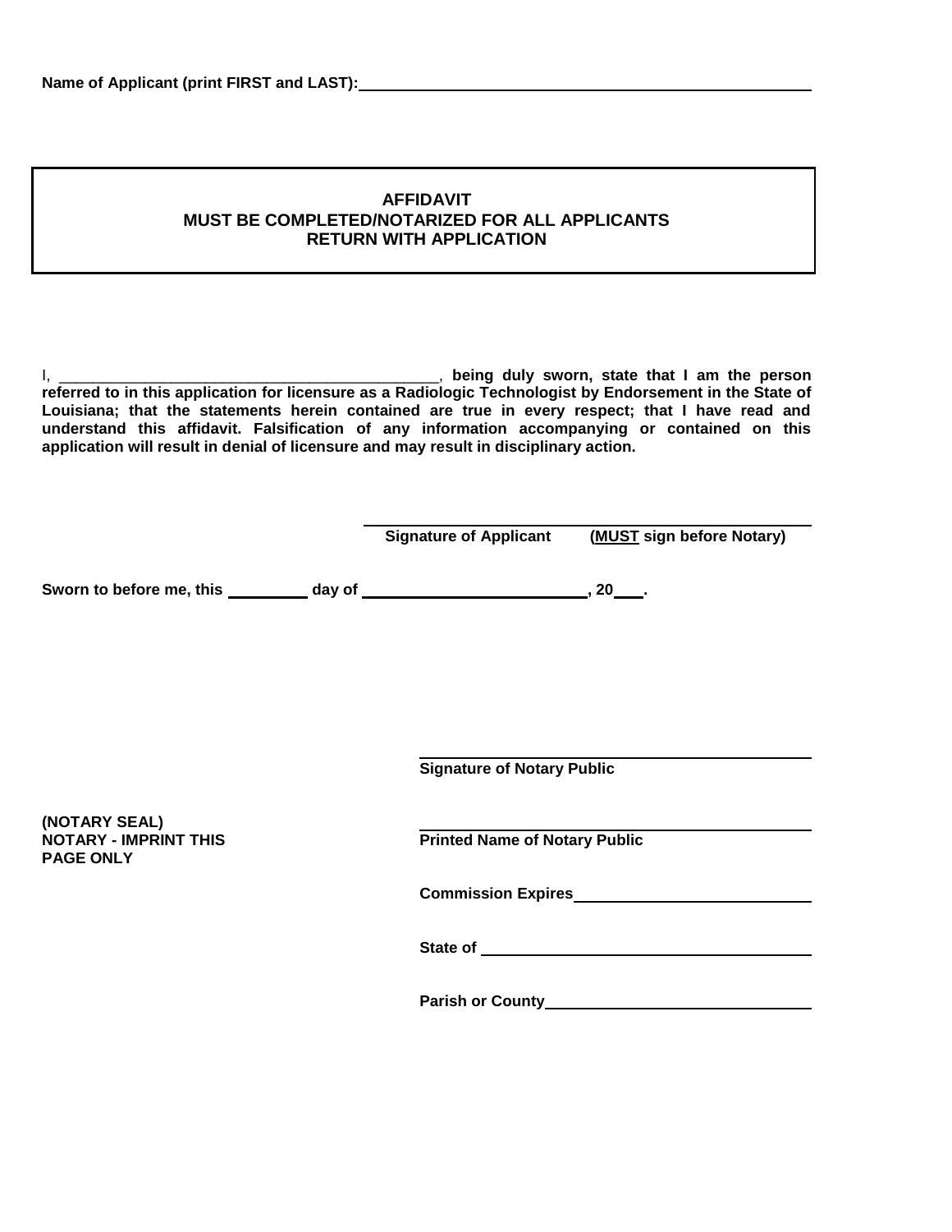**Name of Applicant (print FIRST and LAST):** \_\_\_\_\_\_\_\_\_\_\_\_\_\_\_\_\_\_\_\_\_\_\_\_\_\_\_\_\_\_\_\_\_\_\_\_\_\_\_\_

## AFFIDAVIT
## MUST BE COMPLETED/NOTARIZED FOR ALL APPLICANTS
## RETURN WITH APPLICATION

I, \_\_\_\_\_\_\_\_\_\_\_\_\_\_\_\_\_\_\_\_\_\_\_\_\_\_\_\_\_\_\_\_\_\_\_\_\_\_\_\_, **being duly sworn, state that I am the person referred to in this application for licensure as a Radiologic Technologist by Endorsement in the State of Louisiana; that the statements herein contained are true in every respect; that I have read and understand this affidavit. Falsification of any information accompanying or contained on this application will result in denial of licensure and may result in disciplinary action.**

\_\_\_\_\_\_\_\_\_\_\_\_\_\_\_\_\_\_\_\_\_\_\_\_\_\_\_\_\_\_\_\_\_\_\_\_\_\_\_\_
**Signature of Applicant (MUST sign before Notary)**

**Sworn to before me, this** \_\_\_\_\_\_\_\_\_ **day of** \_\_\_\_\_\_\_\_\_\_\_\_\_\_\_\_\_\_\_\_\_\_\_\_, **20**\_\_\_.

\_\_\_\_\_\_\_\_\_\_\_\_\_\_\_\_\_\_\_\_\_\_\_\_\_\_\_\_\_\_\_\_\_\_\_\_\_\_\_\_
**Signature of Notary Public**

**(NOTARY SEAL)**
**NOTARY - IMPRINT THIS PAGE ONLY**

\_\_\_\_\_\_\_\_\_\_\_\_\_\_\_\_\_\_\_\_\_\_\_\_\_\_\_\_\_\_\_\_\_\_\_\_\_\_\_\_
**Printed Name of Notary Public**

**Commission Expires**\_\_\_\_\_\_\_\_\_\_\_\_\_\_\_\_\_\_\_\_\_\_\_\_\_\_

**State of** \_\_\_\_\_\_\_\_\_\_\_\_\_\_\_\_\_\_\_\_\_\_\_\_\_\_\_\_\_\_\_\_\_\_\_\_

**Parish or County**\_\_\_\_\_\_\_\_\_\_\_\_\_\_\_\_\_\_\_\_\_\_\_\_\_\_\_\_\_\_